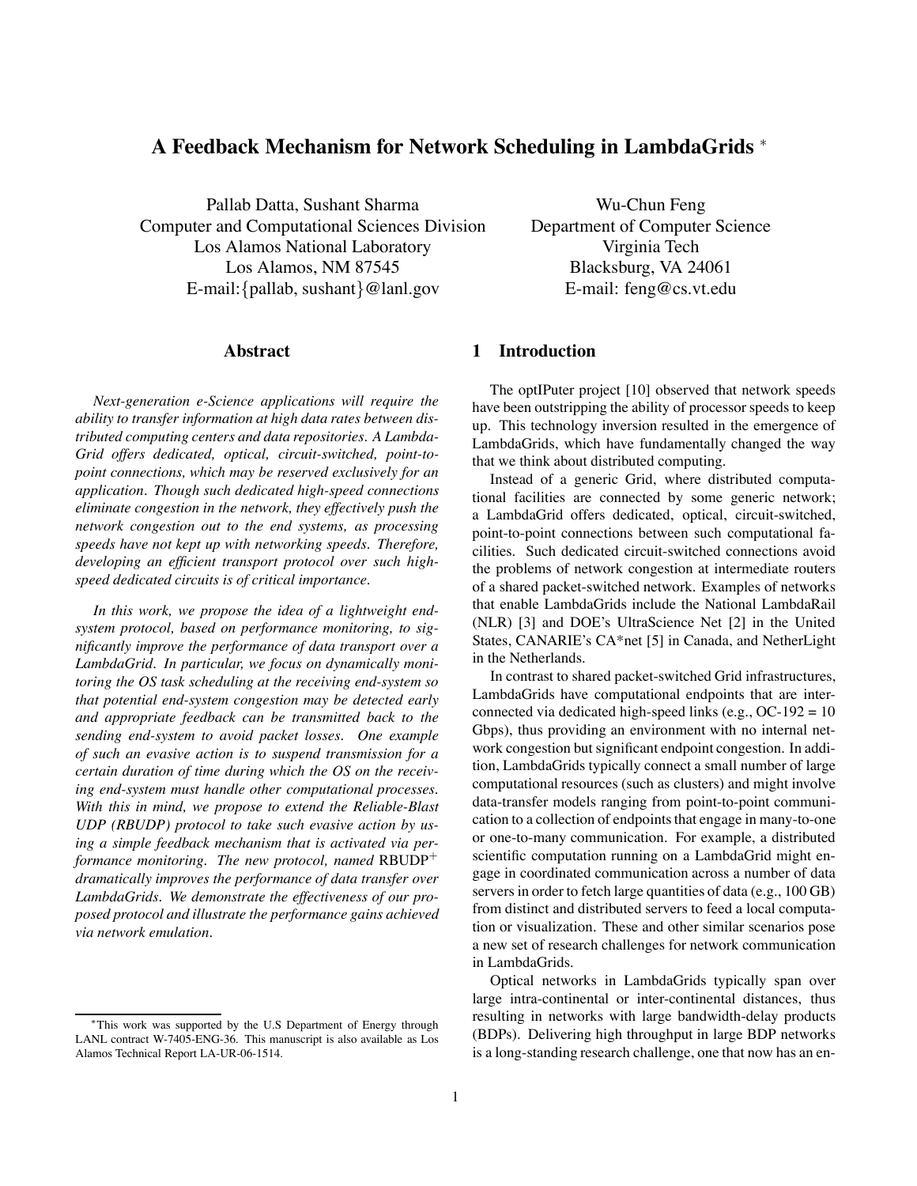# A Feedback Mechanism for Network Scheduling in LambdaGrids [*]

Pallab Datta, Sushant Sharma
Computer and Computational Sciences Division
Los Alamos National Laboratory
Los Alamos, NM 87545
E-mail:{pallab, sushant}@lanl.gov

Wu-Chun Feng
Department of Computer Science
Virginia Tech
Blacksburg, VA 24061
E-mail: feng@cs.vt.edu

## Abstract

*Next-generation e-Science applications will require the ability to transfer information at high data rates between distributed computing centers and data repositories. A LambdaGrid offers dedicated, optical, circuit-switched, point-to-point connections, which may be reserved exclusively for an application. Though such dedicated high-speed connections eliminate congestion in the network, they effectively push the network congestion out to the end systems, as processing speeds have not kept up with networking speeds. Therefore, developing an efficient transport protocol over such high-speed dedicated circuits is of critical importance.*

*In this work, we propose the idea of a lightweight end-system protocol, based on performance monitoring, to significantly improve the performance of data transport over a LambdaGrid. In particular, we focus on dynamically monitoring the OS task scheduling at the receiving end-system so that potential end-system congestion may be detected early and appropriate feedback can be transmitted back to the sending end-system to avoid packet losses. One example of such an evasive action is to suspend transmission for a certain duration of time during which the OS on the receiving end-system must handle other computational processes. With this in mind, we propose to extend the Reliable-Blast UDP (RBUDP) protocol to take such evasive action by using a simple feedback mechanism that is activated via performance monitoring. The new protocol, named* RBUDP$^+$ *dramatically improves the performance of data transfer over LambdaGrids. We demonstrate the effectiveness of our proposed protocol and illustrate the performance gains achieved via network emulation.*

## 1 Introduction

The optIPuter project [10] observed that network speeds have been outstripping the ability of processor speeds to keep up. This technology inversion resulted in the emergence of LambdaGrids, which have fundamentally changed the way that we think about distributed computing.

Instead of a generic Grid, where distributed computational facilities are connected by some generic network; a LambdaGrid offers dedicated, optical, circuit-switched, point-to-point connections between such computational facilities. Such dedicated circuit-switched connections avoid the problems of network congestion at intermediate routers of a shared packet-switched network. Examples of networks that enable LambdaGrids include the National LambdaRail (NLR) [3] and DOE's UltraScience Net [2] in the United States, CANARIE's CA*net [5] in Canada, and NetherLight in the Netherlands.

In contrast to shared packet-switched Grid infrastructures, LambdaGrids have computational endpoints that are interconnected via dedicated high-speed links (e.g., OC-192 = 10 Gbps), thus providing an environment with no internal network congestion but significant endpoint congestion. In addition, LambdaGrids typically connect a small number of large computational resources (such as clusters) and might involve data-transfer models ranging from point-to-point communication to a collection of endpoints that engage in many-to-one or one-to-many communication. For example, a distributed scientific computation running on a LambdaGrid might engage in coordinated communication across a number of data servers in order to fetch large quantities of data (e.g., 100 GB) from distinct and distributed servers to feed a local computation or visualization. These and other similar scenarios pose a new set of research challenges for network communication in LambdaGrids.

Optical networks in LambdaGrids typically span over large intra-continental or inter-continental distances, thus resulting in networks with large bandwidth-delay products (BDPs). Delivering high throughput in large BDP networks is a long-standing research challenge, one that now has an en-

[*]This work was supported by the U.S Department of Energy through LANL contract W-7405-ENG-36. This manuscript is also available as Los Alamos Technical Report LA-UR-06-1514.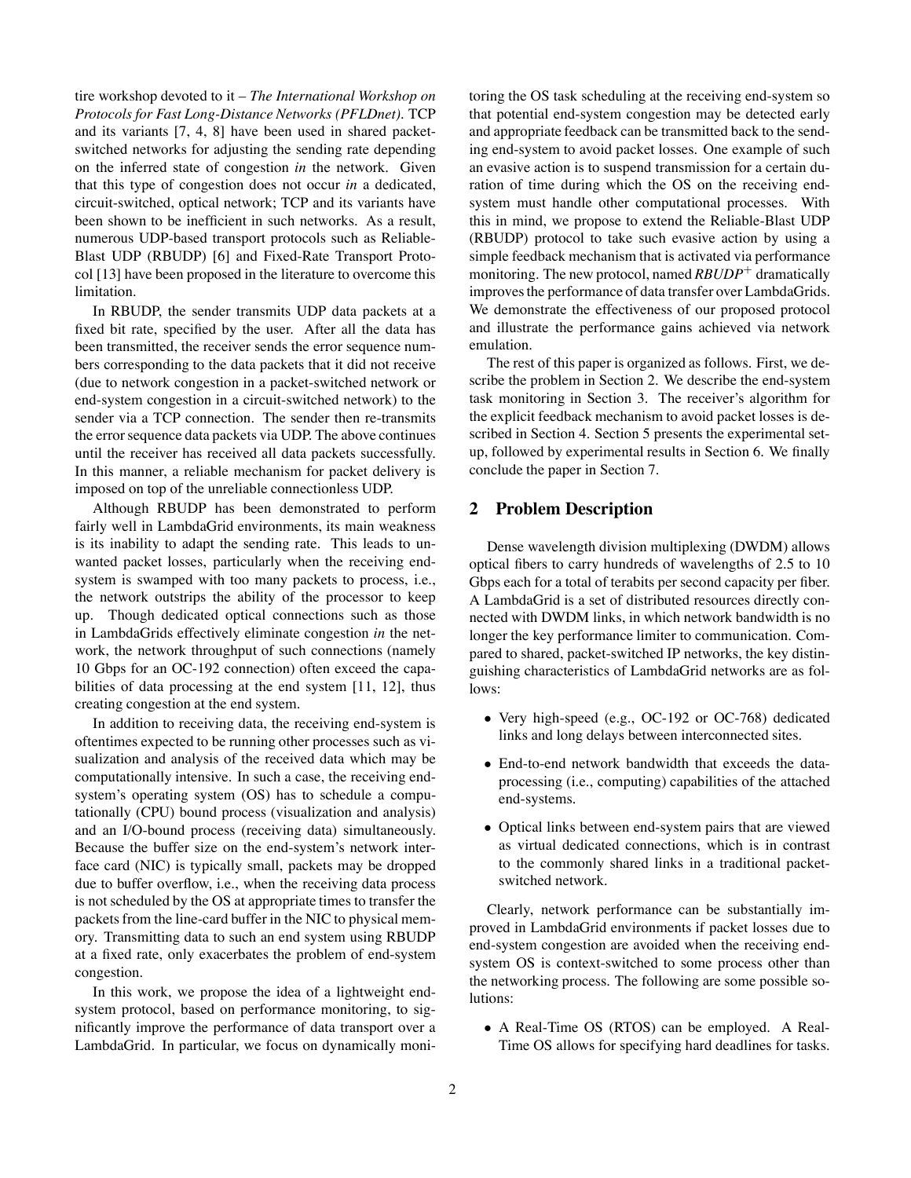tire workshop devoted to it – *The International Workshop on Protocols for Fast Long-Distance Networks (PFLDnet)*. TCP and its variants [7, 4, 8] have been used in shared packet-switched networks for adjusting the sending rate depending on the inferred state of congestion *in* the network. Given that this type of congestion does not occur *in* a dedicated, circuit-switched, optical network; TCP and its variants have been shown to be inefficient in such networks. As a result, numerous UDP-based transport protocols such as Reliable-Blast UDP (RBUDP) [6] and Fixed-Rate Transport Protocol [13] have been proposed in the literature to overcome this limitation.

In RBUDP, the sender transmits UDP data packets at a fixed bit rate, specified by the user. After all the data has been transmitted, the receiver sends the error sequence numbers corresponding to the data packets that it did not receive (due to network congestion in a packet-switched network or end-system congestion in a circuit-switched network) to the sender via a TCP connection. The sender then re-transmits the error sequence data packets via UDP. The above continues until the receiver has received all data packets successfully. In this manner, a reliable mechanism for packet delivery is imposed on top of the unreliable connectionless UDP.

Although RBUDP has been demonstrated to perform fairly well in LambdaGrid environments, its main weakness is its inability to adapt the sending rate. This leads to unwanted packet losses, particularly when the receiving end-system is swamped with too many packets to process, i.e., the network outstrips the ability of the processor to keep up. Though dedicated optical connections such as those in LambdaGrids effectively eliminate congestion *in* the network, the network throughput of such connections (namely 10 Gbps for an OC-192 connection) often exceed the capabilities of data processing at the end system [11, 12], thus creating congestion at the end system.

In addition to receiving data, the receiving end-system is oftentimes expected to be running other processes such as visualization and analysis of the received data which may be computationally intensive. In such a case, the receiving end-system's operating system (OS) has to schedule a computationally (CPU) bound process (visualization and analysis) and an I/O-bound process (receiving data) simultaneously. Because the buffer size on the end-system's network interface card (NIC) is typically small, packets may be dropped due to buffer overflow, i.e., when the receiving data process is not scheduled by the OS at appropriate times to transfer the packets from the line-card buffer in the NIC to physical memory. Transmitting data to such an end system using RBUDP at a fixed rate, only exacerbates the problem of end-system congestion.

In this work, we propose the idea of a lightweight end-system protocol, based on performance monitoring, to significantly improve the performance of data transport over a LambdaGrid. In particular, we focus on dynamically monitoring the OS task scheduling at the receiving end-system so that potential end-system congestion may be detected early and appropriate feedback can be transmitted back to the sending end-system to avoid packet losses. One example of such an evasive action is to suspend transmission for a certain duration of time during which the OS on the receiving end-system must handle other computational processes. With this in mind, we propose to extend the Reliable-Blast UDP (RBUDP) protocol to take such evasive action by using a simple feedback mechanism that is activated via performance monitoring. The new protocol, named *RBUDP*$^+$ dramatically improves the performance of data transfer over LambdaGrids. We demonstrate the effectiveness of our proposed protocol and illustrate the performance gains achieved via network emulation.

The rest of this paper is organized as follows. First, we describe the problem in Section 2. We describe the end-system task monitoring in Section 3. The receiver's algorithm for the explicit feedback mechanism to avoid packet losses is described in Section 4. Section 5 presents the experimental set-up, followed by experimental results in Section 6. We finally conclude the paper in Section 7.

## 2 Problem Description

Dense wavelength division multiplexing (DWDM) allows optical fibers to carry hundreds of wavelengths of 2.5 to 10 Gbps each for a total of terabits per second capacity per fiber. A LambdaGrid is a set of distributed resources directly connected with DWDM links, in which network bandwidth is no longer the key performance limiter to communication. Compared to shared, packet-switched IP networks, the key distinguishing characteristics of LambdaGrid networks are as follows:

- Very high-speed (e.g., OC-192 or OC-768) dedicated links and long delays between interconnected sites.
- End-to-end network bandwidth that exceeds the data-processing (i.e., computing) capabilities of the attached end-systems.
- Optical links between end-system pairs that are viewed as virtual dedicated connections, which is in contrast to the commonly shared links in a traditional packet-switched network.

Clearly, network performance can be substantially improved in LambdaGrid environments if packet losses due to end-system congestion are avoided when the receiving end-system OS is context-switched to some process other than the networking process. The following are some possible solutions:

- A Real-Time OS (RTOS) can be employed. A Real-Time OS allows for specifying hard deadlines for tasks.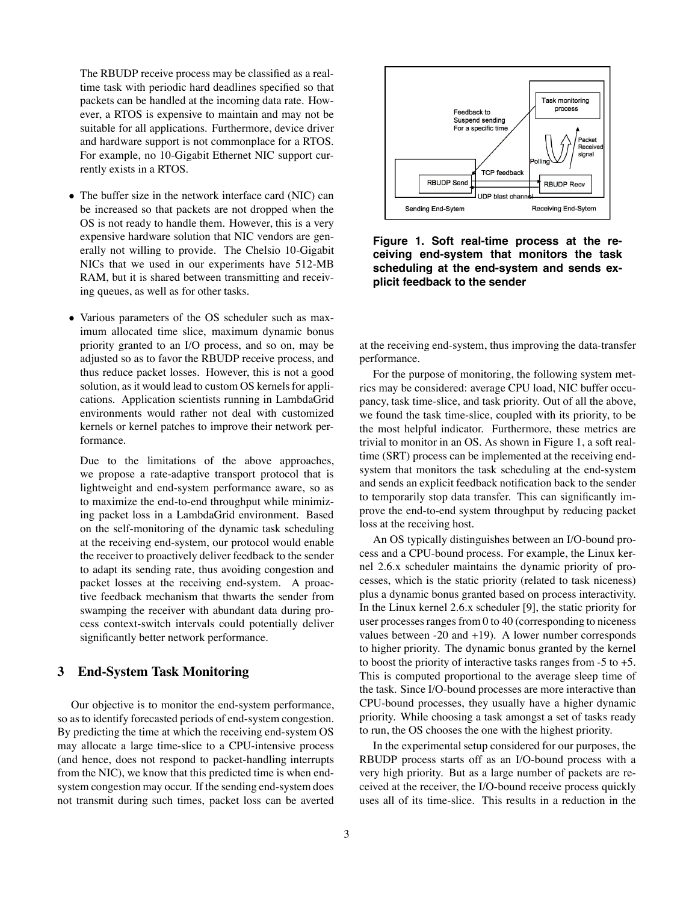The RBUDP receive process may be classified as a real-time task with periodic hard deadlines specified so that packets can be handled at the incoming data rate. However, a RTOS is expensive to maintain and may not be suitable for all applications. Furthermore, device driver and hardware support is not commonplace for a RTOS. For example, no 10-Gigabit Ethernet NIC support currently exists in a RTOS.

- The buffer size in the network interface card (NIC) can be increased so that packets are not dropped when the OS is not ready to handle them. However, this is a very expensive hardware solution that NIC vendors are generally not willing to provide. The Chelsio 10-Gigabit NICs that we used in our experiments have 512-MB RAM, but it is shared between transmitting and receiving queues, as well as for other tasks.

- Various parameters of the OS scheduler such as maximum allocated time slice, maximum dynamic bonus priority granted to an I/O process, and so on, may be adjusted so as to favor the RBUDP receive process, and thus reduce packet losses. However, this is not a good solution, as it would lead to custom OS kernels for applications. Application scientists running in LambdaGrid environments would rather not deal with customized kernels or kernel patches to improve their network performance.

  Due to the limitations of the above approaches, we propose a rate-adaptive transport protocol that is lightweight and end-system performance aware, so as to maximize the end-to-end throughput while minimizing packet loss in a LambdaGrid environment. Based on the self-monitoring of the dynamic task scheduling at the receiving end-system, our protocol would enable the receiver to proactively deliver feedback to the sender to adapt its sending rate, thus avoiding congestion and packet losses at the receiving end-system. A proactive feedback mechanism that thwarts the sender from swamping the receiver with abundant data during process context-switch intervals could potentially deliver significantly better network performance.

## 3 End-System Task Monitoring

Our objective is to monitor the end-system performance, so as to identify forecasted periods of end-system congestion. By predicting the time at which the receiving end-system OS may allocate a large time-slice to a CPU-intensive process (and hence, does not respond to packet-handling interrupts from the NIC), we know that this predicted time is when end-system congestion may occur. If the sending end-system does not transmit during such times, packet loss can be averted at the receiving end-system, thus improving the data-transfer performance.

**Figure 1. Soft real-time process at the receiving end-system that monitors the task scheduling at the end-system and sends explicit feedback to the sender**

For the purpose of monitoring, the following system metrics may be considered: average CPU load, NIC buffer occupancy, task time-slice, and task priority. Out of all the above, we found the task time-slice, coupled with its priority, to be the most helpful indicator. Furthermore, these metrics are trivial to monitor in an OS. As shown in Figure 1, a soft real-time (SRT) process can be implemented at the receiving end-system that monitors the task scheduling at the end-system and sends an explicit feedback notification back to the sender to temporarily stop data transfer. This can significantly improve the end-to-end system throughput by reducing packet loss at the receiving host.

An OS typically distinguishes between an I/O-bound process and a CPU-bound process. For example, the Linux kernel 2.6.x scheduler maintains the dynamic priority of processes, which is the static priority (related to task niceness) plus a dynamic bonus granted based on process interactivity. In the Linux kernel 2.6.x scheduler [9], the static priority for user processes ranges from 0 to 40 (corresponding to niceness values between -20 and +19). A lower number corresponds to higher priority. The dynamic bonus granted by the kernel to boost the priority of interactive tasks ranges from -5 to +5. This is computed proportional to the average sleep time of the task. Since I/O-bound processes are more interactive than CPU-bound processes, they usually have a higher dynamic priority. While choosing a task amongst a set of tasks ready to run, the OS chooses the one with the highest priority.

In the experimental setup considered for our purposes, the RBUDP process starts off as an I/O-bound process with a very high priority. But as a large number of packets are received at the receiver, the I/O-bound receive process quickly uses all of its time-slice. This results in a reduction in the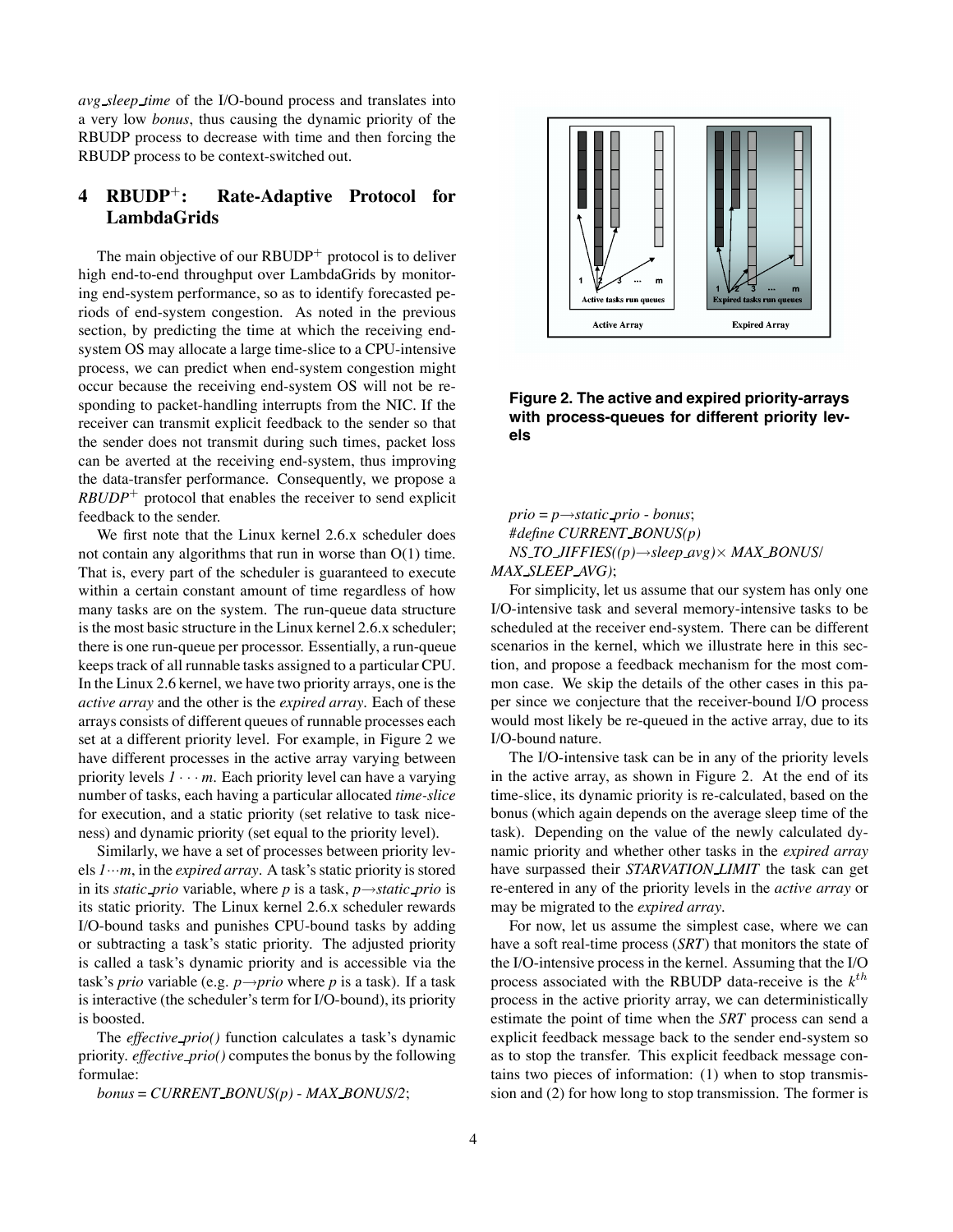*avg_sleep_time* of the I/O-bound process and translates into a very low *bonus*, thus causing the dynamic priority of the RBUDP process to decrease with time and then forcing the RBUDP process to be context-switched out.

## 4 RBUDP$^+$: Rate-Adaptive Protocol for LambdaGrids

The main objective of our RBUDP$^+$ protocol is to deliver high end-to-end throughput over LambdaGrids by monitoring end-system performance, so as to identify forecasted periods of end-system congestion. As noted in the previous section, by predicting the time at which the receiving end-system OS may allocate a large time-slice to a CPU-intensive process, we can predict when end-system congestion might occur because the receiving end-system OS will not be responding to packet-handling interrupts from the NIC. If the receiver can transmit explicit feedback to the sender so that the sender does not transmit during such times, packet loss can be averted at the receiving end-system, thus improving the data-transfer performance. Consequently, we propose a *RBUDP*$^+$ protocol that enables the receiver to send explicit feedback to the sender.

We first note that the Linux kernel 2.6.x scheduler does not contain any algorithms that run in worse than O(1) time. That is, every part of the scheduler is guaranteed to execute within a certain constant amount of time regardless of how many tasks are on the system. The run-queue data structure is the most basic structure in the Linux kernel 2.6.x scheduler; there is one run-queue per processor. Essentially, a run-queue keeps track of all runnable tasks assigned to a particular CPU. In the Linux 2.6 kernel, we have two priority arrays, one is the *active array* and the other is the *expired array*. Each of these arrays consists of different queues of runnable processes each set at a different priority level. For example, in Figure 2 we have different processes in the active array varying between priority levels $1 \cdots m$. Each priority level can have a varying number of tasks, each having a particular allocated *time-slice* for execution, and a static priority (set relative to task niceness) and dynamic priority (set equal to the priority level).

Similarly, we have a set of processes between priority levels $1 \cdots m$, in the *expired array*. A task's static priority is stored in its *static_prio* variable, where *p* is a task, *p→static_prio* is its static priority. The Linux kernel 2.6.x scheduler rewards I/O-bound tasks and punishes CPU-bound tasks by adding or subtracting a task's static priority. The adjusted priority is called a task's dynamic priority and is accessible via the task's *prio* variable (e.g. *p→prio* where *p* is a task). If a task is interactive (the scheduler's term for I/O-bound), its priority is boosted.

The *effective_prio()* function calculates a task's dynamic priority. *effective_prio()* computes the bonus by the following formulae:

*bonus = CURRENT_BONUS(p) - MAX_BONUS/2*;

**Figure 2. The active and expired priority-arrays with process-queues for different priority levels**

*prio = p→static_prio - bonus*;
*#define CURRENT_BONUS(p)*
*NS_TO_JIFFIES((p)→sleep_avg)× MAX_BONUS/ MAX_SLEEP_AVG)*;

For simplicity, let us assume that our system has only one I/O-intensive task and several memory-intensive tasks to be scheduled at the receiver end-system. There can be different scenarios in the kernel, which we illustrate here in this section, and propose a feedback mechanism for the most common case. We skip the details of the other cases in this paper since we conjecture that the receiver-bound I/O process would most likely be re-queued in the active array, due to its I/O-bound nature.

The I/O-intensive task can be in any of the priority levels in the active array, as shown in Figure 2. At the end of its time-slice, its dynamic priority is re-calculated, based on the bonus (which again depends on the average sleep time of the task). Depending on the value of the newly calculated dynamic priority and whether other tasks in the *expired array* have surpassed their *STARVATION_LIMIT* the task can get re-entered in any of the priority levels in the *active array* or may be migrated to the *expired array*.

For now, let us assume the simplest case, where we can have a soft real-time process (*SRT*) that monitors the state of the I/O-intensive process in the kernel. Assuming that the I/O process associated with the RBUDP data-receive is the $k^{th}$ process in the active priority array, we can deterministically estimate the point of time when the *SRT* process can send a explicit feedback message back to the sender end-system so as to stop the transfer. This explicit feedback message contains two pieces of information: (1) when to stop transmission and (2) for how long to stop transmission. The former is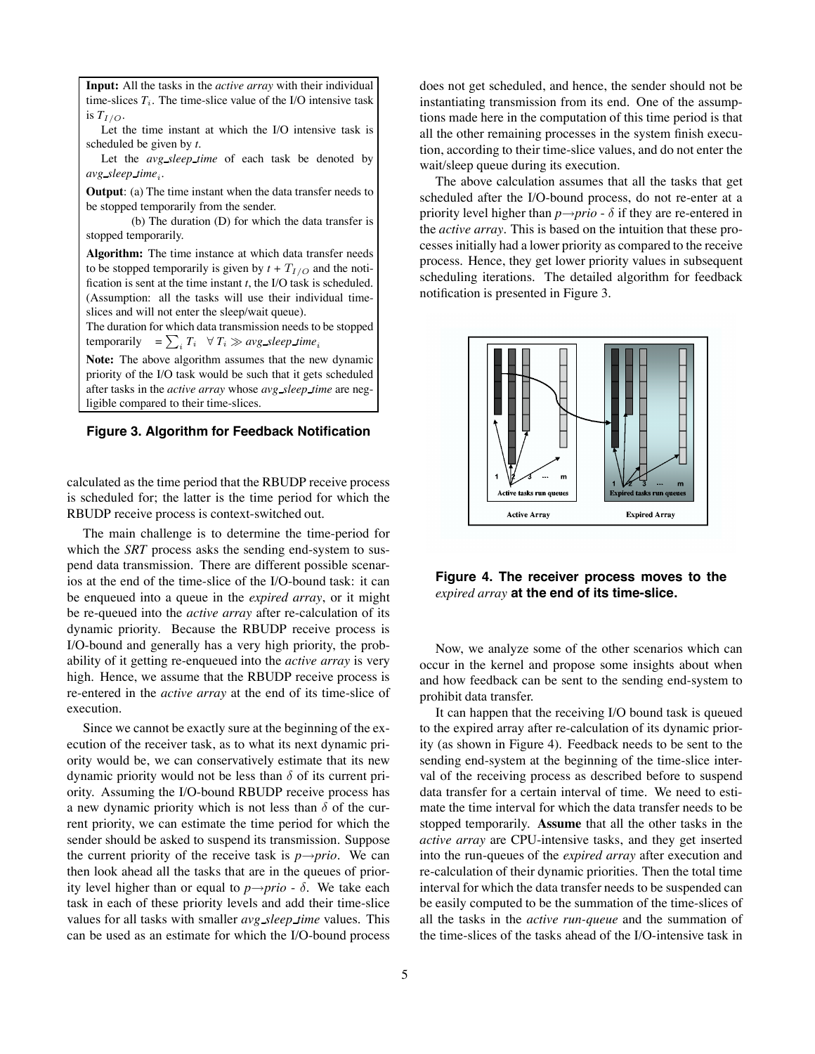**Input:** All the tasks in the *active array* with their individual time-slices $T_i$. The time-slice value of the I/O intensive task is $T_{I/O}$.

Let the time instant at which the I/O intensive task is scheduled be given by *t*.

Let the *avg_sleep_time* of each task be denoted by $avg\_sleep\_time_i$.

**Output**: (a) The time instant when the data transfer needs to be stopped temporarily from the sender.

(b) The duration (D) for which the data transfer is stopped temporarily.

**Algorithm:** The time instance at which data transfer needs to be stopped temporarily is given by $t + T_{I/O}$ and the notification is sent at the time instant *t*, the I/O task is scheduled. (Assumption: all the tasks will use their individual time-slices and will not enter the sleep/wait queue).

The duration for which data transmission needs to be stopped temporarily $= \sum_i T_i \quad \forall\, T_i \gg avg\_sleep\_time_i$

**Note:** The above algorithm assumes that the new dynamic priority of the I/O task would be such that it gets scheduled after tasks in the *active array* whose *avg_sleep_time* are negligible compared to their time-slices.

**Figure 3. Algorithm for Feedback Notification**

calculated as the time period that the RBUDP receive process is scheduled for; the latter is the time period for which the RBUDP receive process is context-switched out.

The main challenge is to determine the time-period for which the *SRT* process asks the sending end-system to suspend data transmission. There are different possible scenarios at the end of the time-slice of the I/O-bound task: it can be enqueued into a queue in the *expired array*, or it might be re-queued into the *active array* after re-calculation of its dynamic priority. Because the RBUDP receive process is I/O-bound and generally has a very high priority, the probability of it getting re-enqueued into the *active array* is very high. Hence, we assume that the RBUDP receive process is re-entered in the *active array* at the end of its time-slice of execution.

Since we cannot be exactly sure at the beginning of the execution of the receiver task, as to what its next dynamic priority would be, we can conservatively estimate that its new dynamic priority would not be less than $\delta$ of its current priority. Assuming the I/O-bound RBUDP receive process has a new dynamic priority which is not less than $\delta$ of the current priority, we can estimate the time period for which the sender should be asked to suspend its transmission. Suppose the current priority of the receive task is $p \rightarrow prio$. We can then look ahead all the tasks that are in the queues of priority level higher than or equal to $p \rightarrow prio - \delta$. We take each task in each of these priority levels and add their time-slice values for all tasks with smaller *avg_sleep_time* values. This can be used as an estimate for which the I/O-bound process does not get scheduled, and hence, the sender should not be instantiating transmission from its end. One of the assumptions made here in the computation of this time period is that all the other remaining processes in the system finish execution, according to their time-slice values, and do not enter the wait/sleep queue during its execution.

The above calculation assumes that all the tasks that get scheduled after the I/O-bound process, do not re-enter at a priority level higher than $p \rightarrow prio - \delta$ if they are re-entered in the *active array*. This is based on the intuition that these processes initially had a lower priority as compared to the receive process. Hence, they get lower priority values in subsequent scheduling iterations. The detailed algorithm for feedback notification is presented in Figure 3.

**Figure 4. The receiver process moves to the *expired array* at the end of its time-slice.**

Now, we analyze some of the other scenarios which can occur in the kernel and propose some insights about when and how feedback can be sent to the sending end-system to prohibit data transfer.

It can happen that the receiving I/O bound task is queued to the expired array after re-calculation of its dynamic priority (as shown in Figure 4). Feedback needs to be sent to the sending end-system at the beginning of the time-slice interval of the receiving process as described before to suspend data transfer for a certain interval of time. We need to estimate the time interval for which the data transfer needs to be stopped temporarily. **Assume** that all the other tasks in the *active array* are CPU-intensive tasks, and they get inserted into the run-queues of the *expired array* after execution and re-calculation of their dynamic priorities. Then the total time interval for which the data transfer needs to be suspended can be easily computed to be the summation of the time-slices of all the tasks in the *active run-queue* and the summation of the time-slices of the tasks ahead of the I/O-intensive task in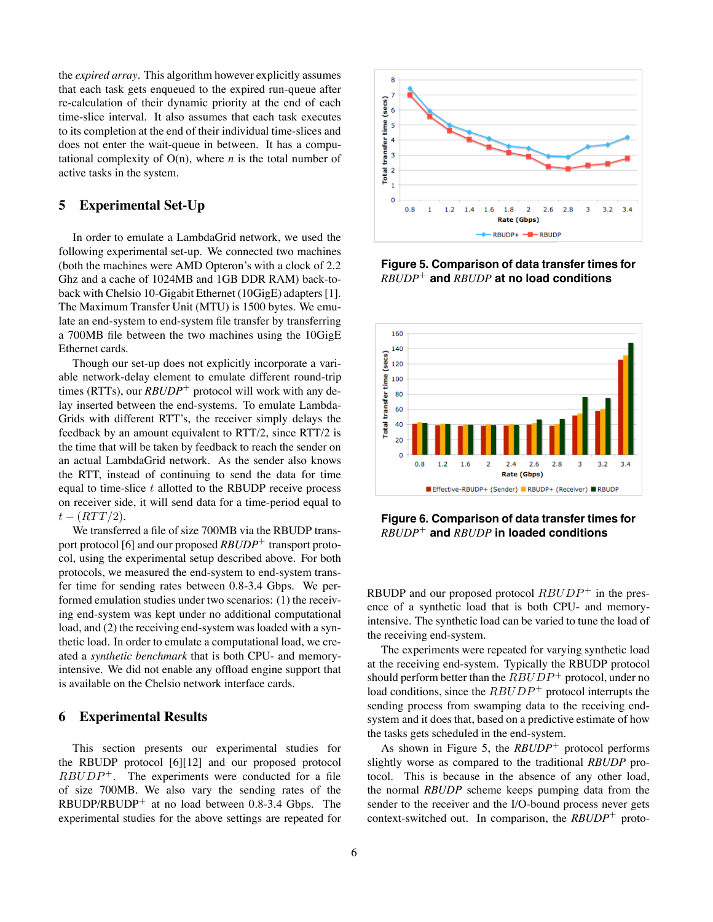the *expired array*. This algorithm however explicitly assumes that each task gets enqueued to the expired run-queue after re-calculation of their dynamic priority at the end of each time-slice interval. It also assumes that each task executes to its completion at the end of their individual time-slices and does not enter the wait-queue in between. It has a computational complexity of O(n), where *n* is the total number of active tasks in the system.

## 5 Experimental Set-Up

In order to emulate a LambdaGrid network, we used the following experimental set-up. We connected two machines (both the machines were AMD Opteron's with a clock of 2.2 Ghz and a cache of 1024MB and 1GB DDR RAM) back-to-back with Chelsio 10-Gigabit Ethernet (10GigE) adapters [1]. The Maximum Transfer Unit (MTU) is 1500 bytes. We emulate an end-system to end-system file transfer by transferring a 700MB file between the two machines using the 10GigE Ethernet cards.

Though our set-up does not explicitly incorporate a variable network-delay element to emulate different round-trip times (RTTs), our *RBUDP*$^+$ protocol will work with any delay inserted between the end-systems. To emulate LambdaGrids with different RTT's, the receiver simply delays the feedback by an amount equivalent to RTT/2, since RTT/2 is the time that will be taken by feedback to reach the sender on an actual LambdaGrid network. As the sender also knows the RTT, instead of continuing to send the data for time equal to time-slice $t$ allotted to the RBUDP receive process on receiver side, it will send data for a time-period equal to $t - (RTT/2)$.

We transferred a file of size 700MB via the RBUDP transport protocol [6] and our proposed *RBUDP*$^+$ transport protocol, using the experimental setup described above. For both protocols, we measured the end-system to end-system transfer time for sending rates between 0.8-3.4 Gbps. We performed emulation studies under two scenarios: (1) the receiving end-system was kept under no additional computational load, and (2) the receiving end-system was loaded with a synthetic load. In order to emulate a computational load, we created a *synthetic benchmark* that is both CPU- and memory-intensive. We did not enable any offload engine support that is available on the Chelsio network interface cards.

## 6 Experimental Results

This section presents our experimental studies for the RBUDP protocol [6][12] and our proposed protocol $RBUDP^+$. The experiments were conducted for a file of size 700MB. We also vary the sending rates of the RBUDP/RBUDP$^+$ at no load between 0.8-3.4 Gbps. The experimental studies for the above settings are repeated for RBUDP and our proposed protocol $RBUDP^+$ in the presence of a synthetic load that is both CPU- and memory-intensive. The synthetic load can be varied to tune the load of the receiving end-system.

**Figure 5. Comparison of data transfer times for *RBUDP*$^+$ and *RBUDP* at no load conditions**

**Figure 6. Comparison of data transfer times for *RBUDP*$^+$ and *RBUDP* in loaded conditions**

The experiments were repeated for varying synthetic load at the receiving end-system. Typically the RBUDP protocol should perform better than the $RBUDP^+$ protocol, under no load conditions, since the $RBUDP^+$ protocol interrupts the sending process from swamping data to the receiving end-system and it does that, based on a predictive estimate of how the tasks gets scheduled in the end-system.

As shown in Figure 5, the *RBUDP*$^+$ protocol performs slightly worse as compared to the traditional *RBUDP* protocol. This is because in the absence of any other load, the normal *RBUDP* scheme keeps pumping data from the sender to the receiver and the I/O-bound process never gets context-switched out. In comparison, the *RBUDP*$^+$ proto-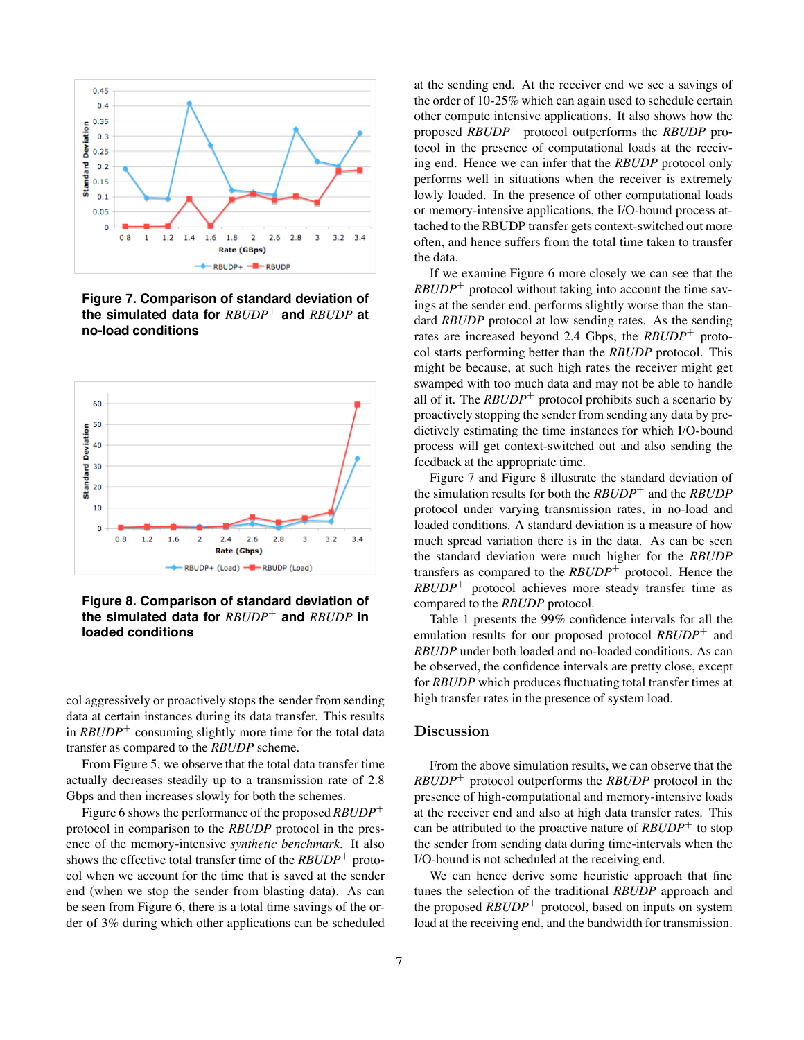Figure 7. Comparison of standard deviation of the simulated data for $RBUDP^+$ and *RBUDP* at no-load conditions

Figure 8. Comparison of standard deviation of the simulated data for $RBUDP^+$ and *RBUDP* in loaded conditions

col aggressively or proactively stops the sender from sending data at certain instances during its data transfer. This results in $RBUDP^+$ consuming slightly more time for the total data transfer as compared to the *RBUDP* scheme.

From Figure 5, we observe that the total data transfer time actually decreases steadily up to a transmission rate of 2.8 Gbps and then increases slowly for both the schemes.

Figure 6 shows the performance of the proposed $RBUDP^+$ protocol in comparison to the *RBUDP* protocol in the presence of the memory-intensive *synthetic benchmark*. It also shows the effective total transfer time of the $RBUDP^+$ protocol when we account for the time that is saved at the sender end (when we stop the sender from blasting data). As can be seen from Figure 6, there is a total time savings of the order of 3% during which other applications can be scheduled at the sending end. At the receiver end we see a savings of the order of 10-25% which can again used to schedule certain other compute intensive applications. It also shows how the proposed $RBUDP^+$ protocol outperforms the *RBUDP* protocol in the presence of computational loads at the receiving end. Hence we can infer that the *RBUDP* protocol only performs well in situations when the receiver is extremely lowly loaded. In the presence of other computational loads or memory-intensive applications, the I/O-bound process attached to the RBUDP transfer gets context-switched out more often, and hence suffers from the total time taken to transfer the data.

If we examine Figure 6 more closely we can see that the $RBUDP^+$ protocol without taking into account the time savings at the sender end, performs slightly worse than the standard *RBUDP* protocol at low sending rates. As the sending rates are increased beyond 2.4 Gbps, the $RBUDP^+$ protocol starts performing better than the *RBUDP* protocol. This might be because, at such high rates the receiver might get swamped with too much data and may not be able to handle all of it. The $RBUDP^+$ protocol prohibits such a scenario by proactively stopping the sender from sending any data by predictively estimating the time instances for which I/O-bound process will get context-switched out and also sending the feedback at the appropriate time.

Figure 7 and Figure 8 illustrate the standard deviation of the simulation results for both the $RBUDP^+$ and the *RBUDP* protocol under varying transmission rates, in no-load and loaded conditions. A standard deviation is a measure of how much spread variation there is in the data. As can be seen the standard deviation were much higher for the *RBUDP* transfers as compared to the $RBUDP^+$ protocol. Hence the $RBUDP^+$ protocol achieves more steady transfer time as compared to the *RBUDP* protocol.

Table 1 presents the 99% confidence intervals for all the emulation results for our proposed protocol $RBUDP^+$ and *RBUDP* under both loaded and no-loaded conditions. As can be observed, the confidence intervals are pretty close, except for *RBUDP* which produces fluctuating total transfer times at high transfer rates in the presence of system load.

## Discussion

From the above simulation results, we can observe that the $RBUDP^+$ protocol outperforms the *RBUDP* protocol in the presence of high-computational and memory-intensive loads at the receiver end and also at high data transfer rates. This can be attributed to the proactive nature of $RBUDP^+$ to stop the sender from sending data during time-intervals when the I/O-bound is not scheduled at the receiving end.

We can hence derive some heuristic approach that fine tunes the selection of the traditional *RBUDP* approach and the proposed $RBUDP^+$ protocol, based on inputs on system load at the receiving end, and the bandwidth for transmission.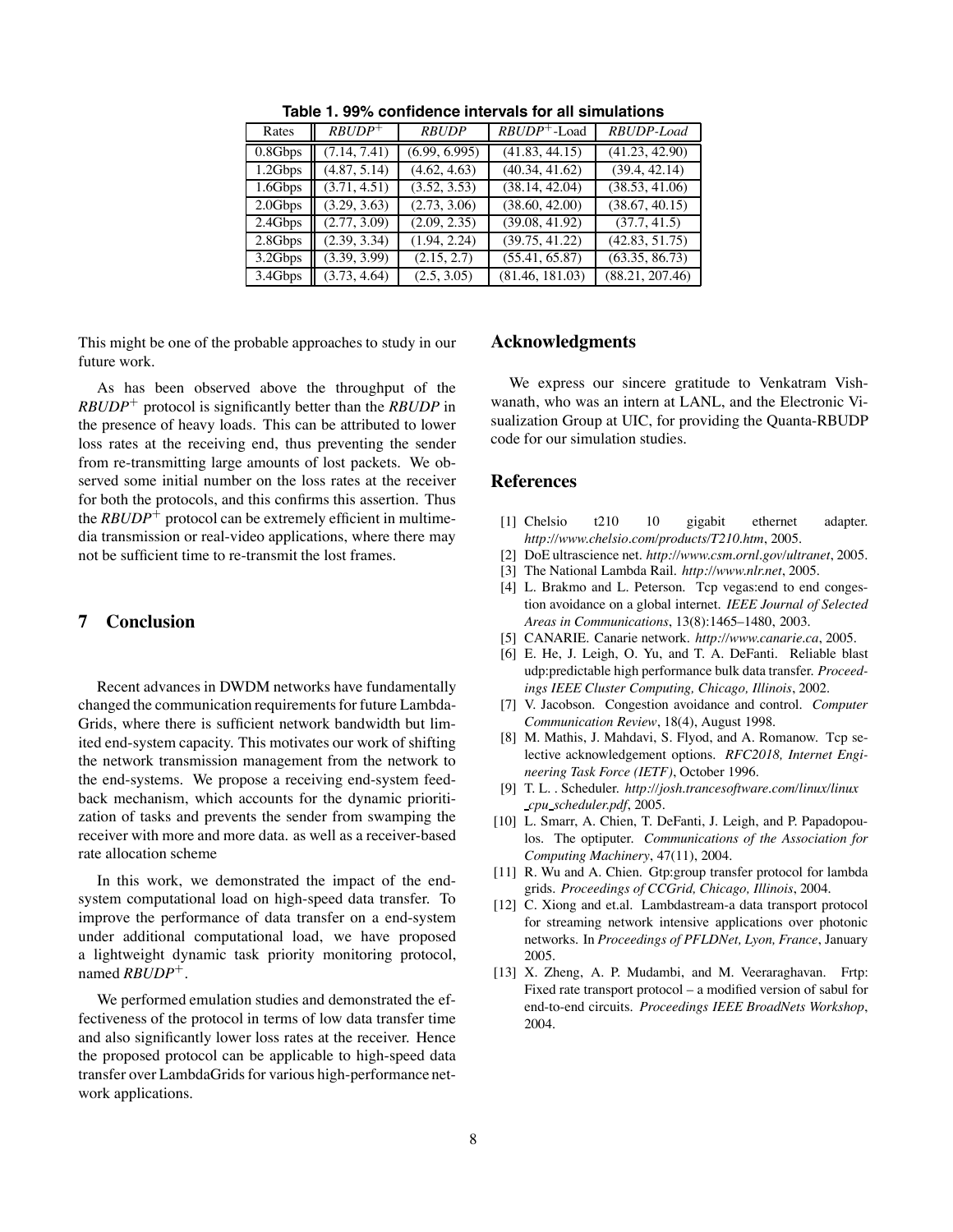**Table 1. 99% confidence intervals for all simulations**

| Rates | *RBUDP*$^+$ | *RBUDP* | *RBUDP*$^+$-Load | *RBUDP-Load* |
|---|---|---|---|---|
| 0.8Gbps | (7.14, 7.41) | (6.99, 6.995) | (41.83, 44.15) | (41.23, 42.90) |
| 1.2Gbps | (4.87, 5.14) | (4.62, 4.63) | (40.34, 41.62) | (39.4, 42.14) |
| 1.6Gbps | (3.71, 4.51) | (3.52, 3.53) | (38.14, 42.04) | (38.53, 41.06) |
| 2.0Gbps | (3.29, 3.63) | (2.73, 3.06) | (38.60, 42.00) | (38.67, 40.15) |
| 2.4Gbps | (2.77, 3.09) | (2.09, 2.35) | (39.08, 41.92) | (37.7, 41.5) |
| 2.8Gbps | (2.39, 3.34) | (1.94, 2.24) | (39.75, 41.22) | (42.83, 51.75) |
| 3.2Gbps | (3.39, 3.99) | (2.15, 2.7) | (55.41, 65.87) | (63.35, 86.73) |
| 3.4Gbps | (3.73, 4.64) | (2.5, 3.05) | (81.46, 181.03) | (88.21, 207.46) |

This might be one of the probable approaches to study in our future work.

As has been observed above the throughput of the *RBUDP*$^+$ protocol is significantly better than the *RBUDP* in the presence of heavy loads. This can be attributed to lower loss rates at the receiving end, thus preventing the sender from re-transmitting large amounts of lost packets. We observed some initial number on the loss rates at the receiver for both the protocols, and this confirms this assertion. Thus the *RBUDP*$^+$ protocol can be extremely efficient in multimedia transmission or real-video applications, where there may not be sufficient time to re-transmit the lost frames.

## 7 Conclusion

Recent advances in DWDM networks have fundamentally changed the communication requirements for future LambdaGrids, where there is sufficient network bandwidth but limited end-system capacity. This motivates our work of shifting the network transmission management from the network to the end-systems. We propose a receiving end-system feedback mechanism, which accounts for the dynamic prioritization of tasks and prevents the sender from swamping the receiver with more and more data. as well as a receiver-based rate allocation scheme

In this work, we demonstrated the impact of the end-system computational load on high-speed data transfer. To improve the performance of data transfer on a end-system under additional computational load, we have proposed a lightweight dynamic task priority monitoring protocol, named *RBUDP*$^+$.

We performed emulation studies and demonstrated the effectiveness of the protocol in terms of low data transfer time and also significantly lower loss rates at the receiver. Hence the proposed protocol can be applicable to high-speed data transfer over LambdaGrids for various high-performance network applications.

## Acknowledgments

We express our sincere gratitude to Venkatram Vishwanath, who was an intern at LANL, and the Electronic Visualization Group at UIC, for providing the Quanta-RBUDP code for our simulation studies.

## References

[1] Chelsio t210 10 gigabit ethernet adapter. *http://www.chelsio.com/products/T210.htm*, 2005.

[2] DoE ultrascience net. *http://www.csm.ornl.gov/ultranet*, 2005.

[3] The National Lambda Rail. *http://www.nlr.net*, 2005.

[4] L. Brakmo and L. Peterson. Tcp vegas:end to end congestion avoidance on a global internet. *IEEE Journal of Selected Areas in Communications*, 13(8):1465–1480, 2003.

[5] CANARIE. Canarie network. *http://www.canarie.ca*, 2005.

[6] E. He, J. Leigh, O. Yu, and T. A. DeFanti. Reliable blast udp:predictable high performance bulk data transfer. *Proceedings IEEE Cluster Computing, Chicago, Illinois*, 2002.

[7] V. Jacobson. Congestion avoidance and control. *Computer Communication Review*, 18(4), August 1998.

[8] M. Mathis, J. Mahdavi, S. Flyod, and A. Romanow. Tcp selective acknowledgement options. *RFC2018, Internet Engineering Task Force (IETF)*, October 1996.

[9] T. L. . Scheduler. *http://josh.trancesoftware.com/linux/linux_cpu_scheduler.pdf*, 2005.

[10] L. Smarr, A. Chien, T. DeFanti, J. Leigh, and P. Papadopoulos. The optiputer. *Communications of the Association for Computing Machinery*, 47(11), 2004.

[11] R. Wu and A. Chien. Gtp:group transfer protocol for lambda grids. *Proceedings of CCGrid, Chicago, Illinois*, 2004.

[12] C. Xiong and et.al. Lambdastream-a data transport protocol for streaming network intensive applications over photonic networks. In *Proceedings of PFLDNet, Lyon, France*, January 2005.

[13] X. Zheng, A. P. Mudambi, and M. Veeraraghavan. Frtp: Fixed rate transport protocol – a modified version of sabul for end-to-end circuits. *Proceedings IEEE BroadNets Workshop*, 2004.